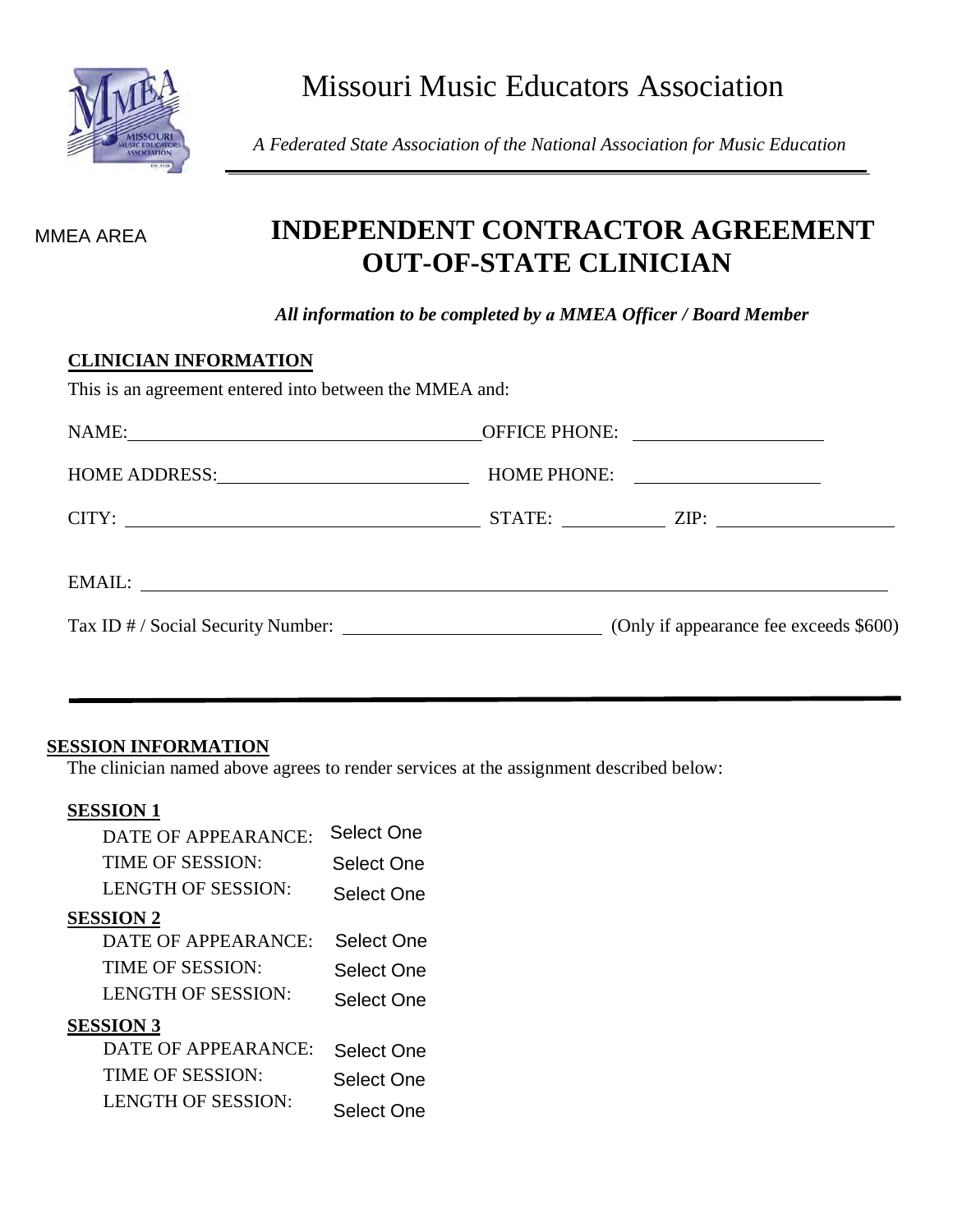# Missouri Music Educators Association

*A Federated State Association of the National Association for Music Education*

MMEA AREA

## INDEPENDENT CONTRACTOR AGREEMENT OUT-OF-STATE CLINICIAN

***All information to be completed by a MMEA Officer / Board Member***

### CLINICIAN INFORMATION

This is an agreement entered into between the MMEA and:

NAME: ______________________ OFFICE PHONE: ______________________

HOME ADDRESS: ______________________ HOME PHONE: ______________________

CITY: ______________________ STATE: __________ ZIP: __________

EMAIL: ______________________

Tax ID # / Social Security Number: ______________________ (Only if appearance fee exceeds $600)

### SESSION INFORMATION

The clinician named above agrees to render services at the assignment described below:

**SESSION 1**

DATE OF APPEARANCE: Select One
TIME OF SESSION: Select One
LENGTH OF SESSION: Select One

**SESSION 2**

DATE OF APPEARANCE: Select One
TIME OF SESSION: Select One
LENGTH OF SESSION: Select One

**SESSION 3**

DATE OF APPEARANCE: Select One
TIME OF SESSION: Select One
LENGTH OF SESSION: Select One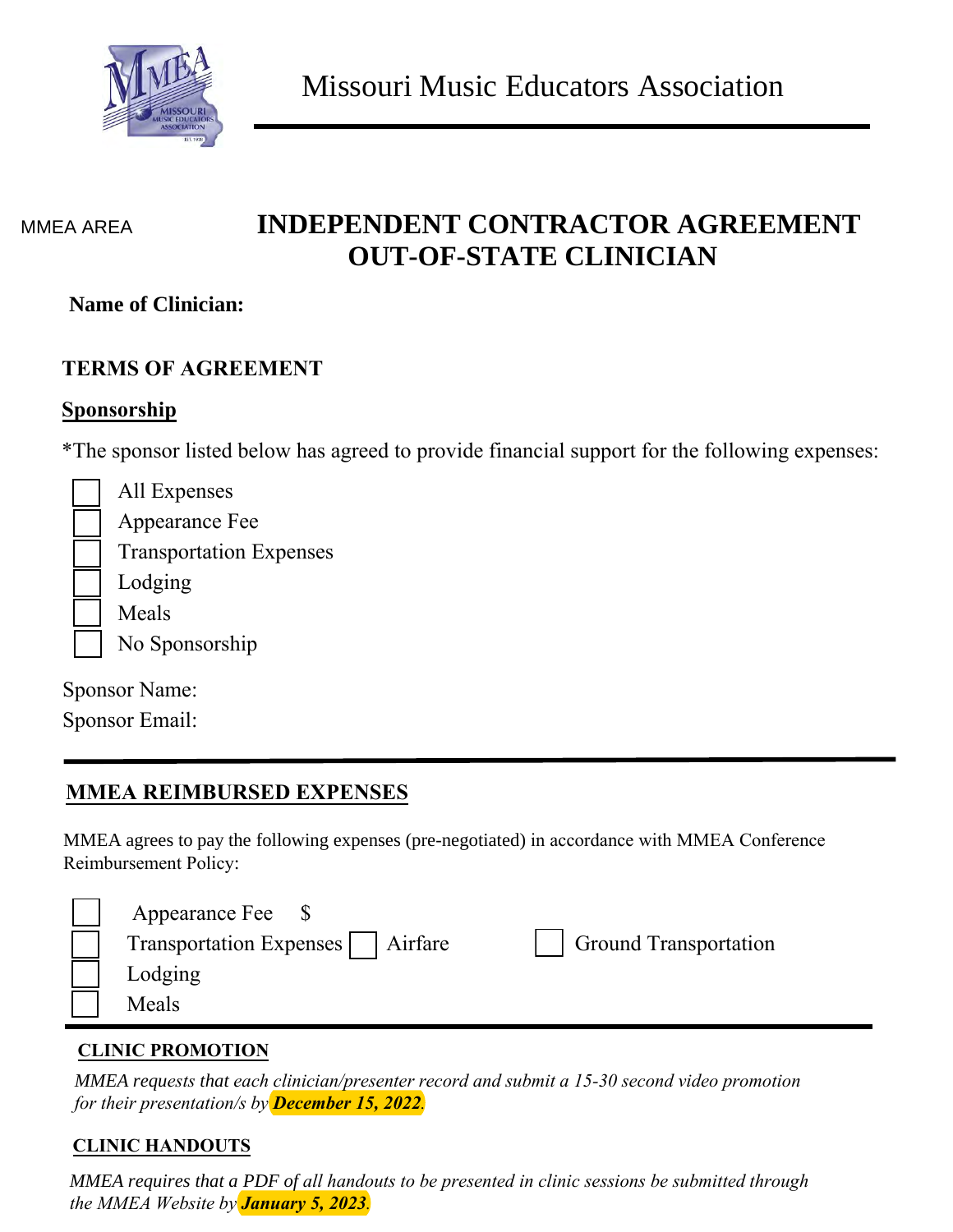Missouri Music Educators Association

MMEA AREA

# INDEPENDENT CONTRACTOR AGREEMENT OUT-OF-STATE CLINICIAN

**Name of Clinician:**

## TERMS OF AGREEMENT

### Sponsorship

*The sponsor listed below has agreed to provide financial support for the following expenses:

- ☐ All Expenses
- ☐ Appearance Fee
- ☐ Transportation Expenses
- ☐ Lodging
- ☐ Meals
- ☐ No Sponsorship

Sponsor Name:

Sponsor Email:

---

### MMEA REIMBURSED EXPENSES

MMEA agrees to pay the following expenses (pre-negotiated) in accordance with MMEA Conference Reimbursement Policy:

- ☐ Appearance Fee $
- ☐ Transportation Expenses ☐ Airfare ☐ Ground Transportation
- ☐ Lodging
- ☐ Meals

---

### CLINIC PROMOTION

*MMEA requests that each clinician/presenter record and submit a 15-30 second video promotion for their presentation/s by **December 15, 2022**.*

### CLINIC HANDOUTS

*MMEA requires that a PDF of all handouts to be presented in clinic sessions be submitted through the MMEA Website by **January 5, 2023**.*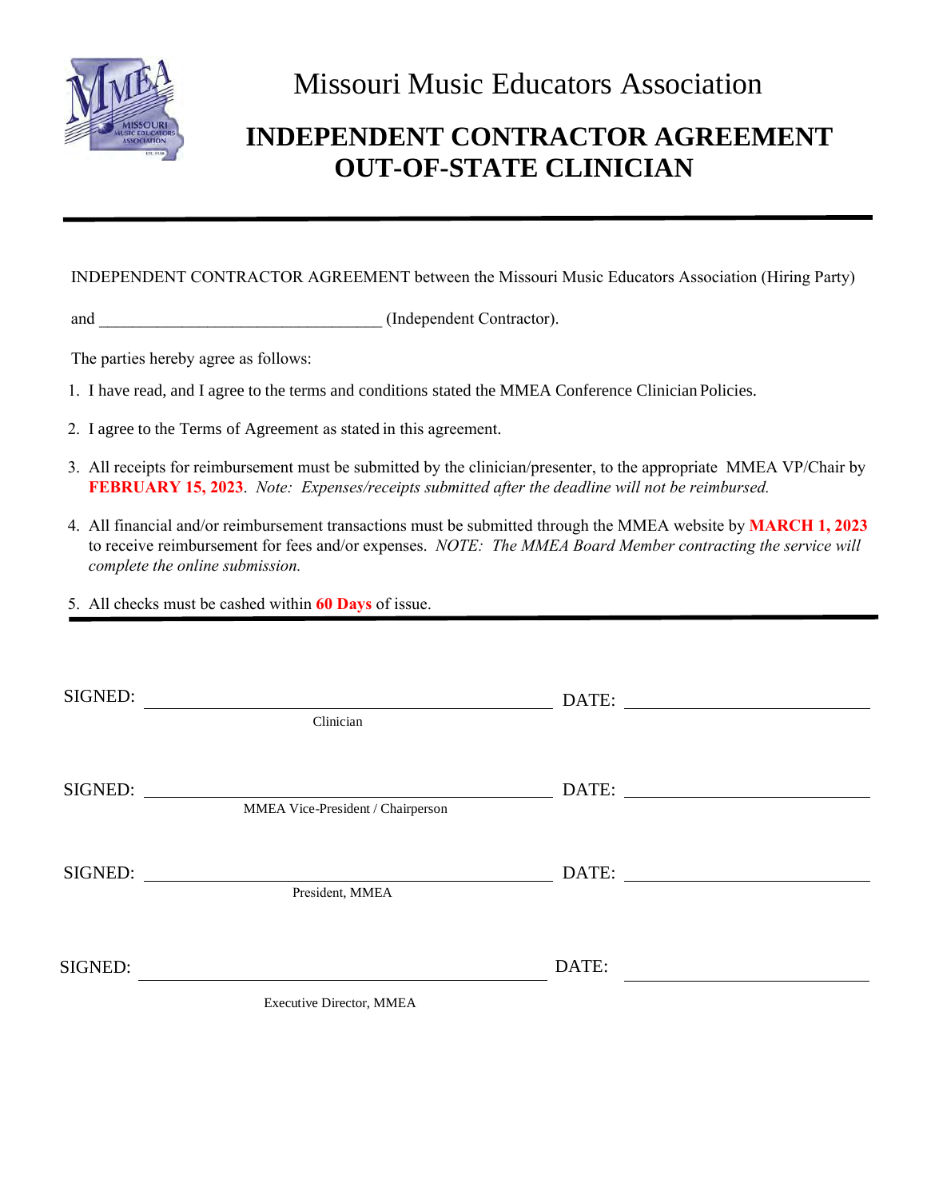# Missouri Music Educators Association

## INDEPENDENT CONTRACTOR AGREEMENT OUT-OF-STATE CLINICIAN

INDEPENDENT CONTRACTOR AGREEMENT between the Missouri Music Educators Association (Hiring Party)

and __________________________________ (Independent Contractor).

The parties hereby agree as follows:

1. I have read, and I agree to the terms and conditions stated the MMEA Conference Clinician Policies.
2. I agree to the Terms of Agreement as stated in this agreement.
3. All receipts for reimbursement must be submitted by the clinician/presenter, to the appropriate MMEA VP/Chair by **FEBRUARY 15, 2023**. *Note: Expenses/receipts submitted after the deadline will not be reimbursed.*
4. All financial and/or reimbursement transactions must be submitted through the MMEA website by **MARCH 1, 2023** to receive reimbursement for fees and/or expenses. *NOTE: The MMEA Board Member contracting the service will complete the online submission.*
5. All checks must be cashed within **60 Days** of issue.

SIGNED: ______________________________ DATE: ____________________
Clinician

SIGNED: ______________________________ DATE: ____________________
MMEA Vice-President / Chairperson

SIGNED: ______________________________ DATE: ____________________
President, MMEA

SIGNED: ______________________________ DATE: ____________________
Executive Director, MMEA